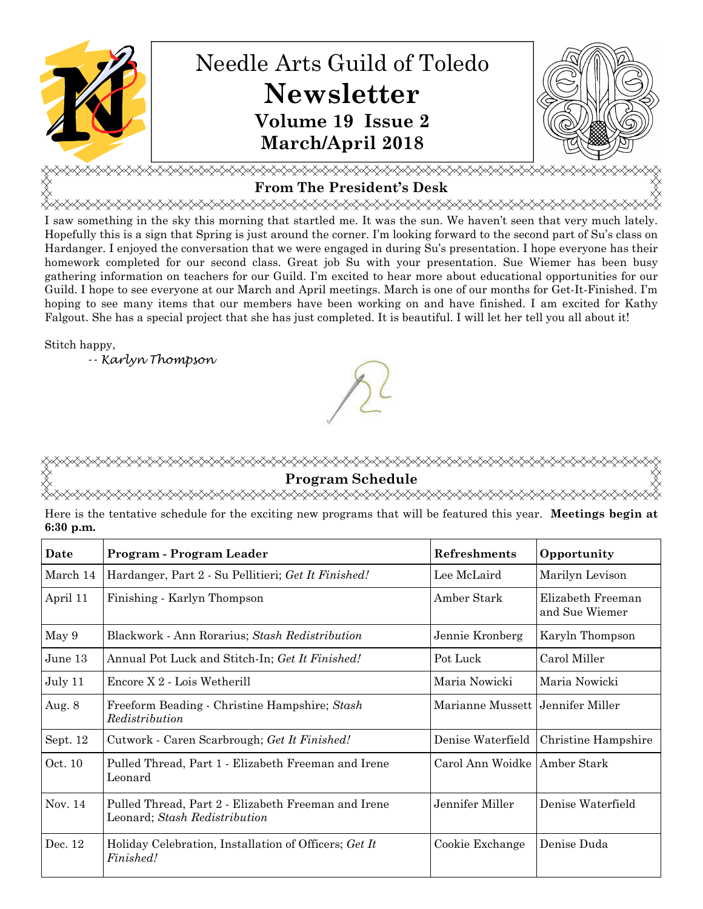# Needle Arts Guild of Toledo

# Newsletter

**Volume 19 Issue 2**

**March/April 2018**

## From The President's Desk

I saw something in the sky this morning that startled me. It was the sun. We haven't seen that very much lately. Hopefully this is a sign that Spring is just around the corner. I'm looking forward to the second part of Su's class on Hardanger. I enjoyed the conversation that we were engaged in during Su's presentation. I hope everyone has their homework completed for our second class. Great job Su with your presentation. Sue Wiemer has been busy gathering information on teachers for our Guild. I'm excited to hear more about educational opportunities for our Guild. I hope to see everyone at our March and April meetings. March is one of our months for Get-It-Finished. I'm hoping to see many items that our members have been working on and have finished. I am excited for Kathy Falgout. She has a special project that she has just completed. It is beautiful. I will let her tell you all about it!

Stitch happy,

*-- Karlyn Thompson*

## Program Schedule

Here is the tentative schedule for the exciting new programs that will be featured this year. **Meetings begin at 6:30 p.m.**

| Date | Program - Program Leader | Refreshments | Opportunity |
|---|---|---|---|
| March 14 | Hardanger, Part 2 - Su Pellitieri; *Get It Finished!* | Lee McLaird | Marilyn Levison |
| April 11 | Finishing - Karlyn Thompson | Amber Stark | Elizabeth Freeman and Sue Wiemer |
| May 9 | Blackwork - Ann Rorarius; *Stash Redistribution* | Jennie Kronberg | Karyln Thompson |
| June 13 | Annual Pot Luck and Stitch-In; *Get It Finished!* | Pot Luck | Carol Miller |
| July 11 | Encore X 2 - Lois Wetherill | Maria Nowicki | Maria Nowicki |
| Aug. 8 | Freeform Beading - Christine Hampshire; *Stash Redistribution* | Marianne Mussett | Jennifer Miller |
| Sept. 12 | Cutwork - Caren Scarbrough; *Get It Finished!* | Denise Waterfield | Christine Hampshire |
| Oct. 10 | Pulled Thread, Part 1 - Elizabeth Freeman and Irene Leonard | Carol Ann Woidke | Amber Stark |
| Nov. 14 | Pulled Thread, Part 2 - Elizabeth Freeman and Irene Leonard; *Stash Redistribution* | Jennifer Miller | Denise Waterfield |
| Dec. 12 | Holiday Celebration, Installation of Officers; *Get It Finished!* | Cookie Exchange | Denise Duda |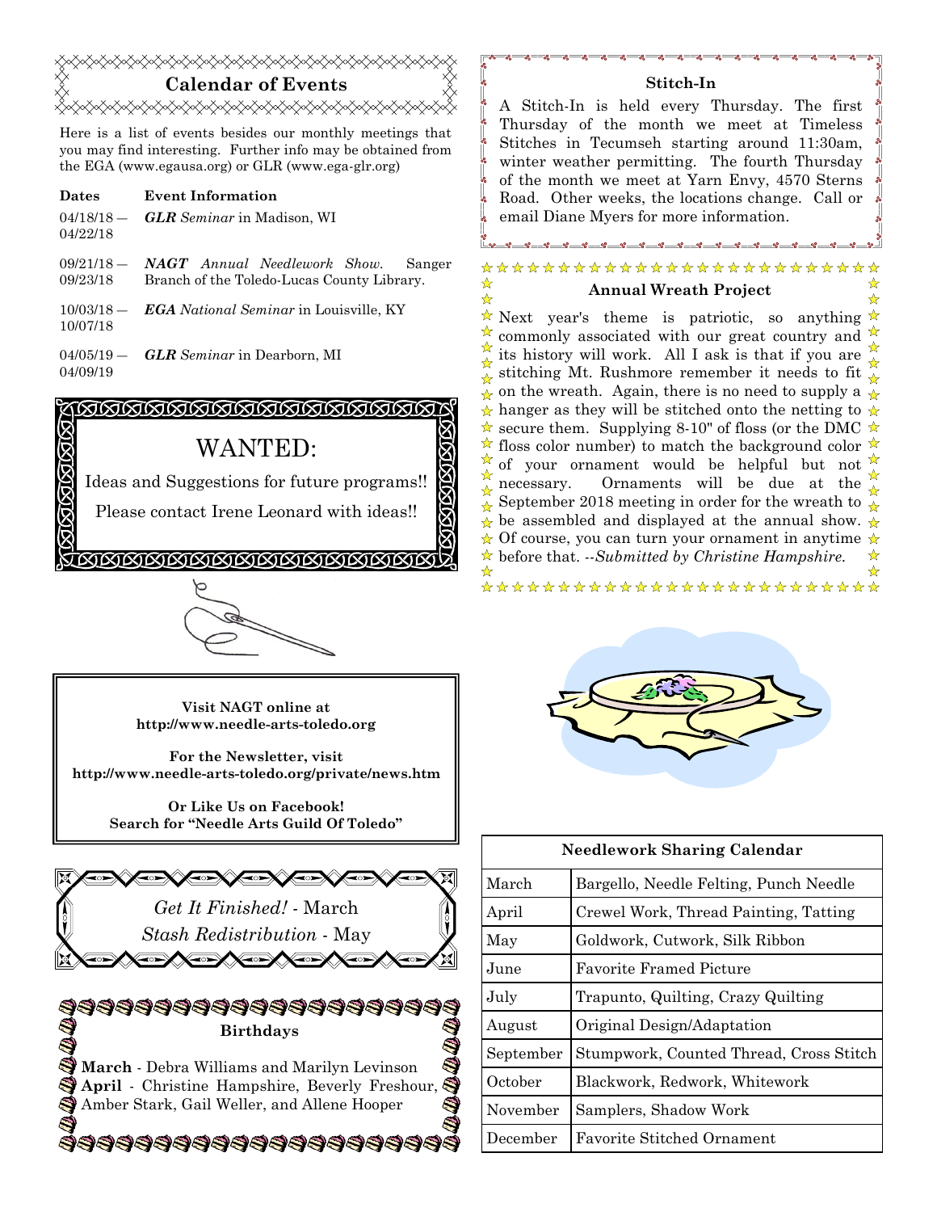## Calendar of Events

Here is a list of events besides our monthly meetings that you may find interesting. Further info may be obtained from the EGA (www.egausa.org) or GLR (www.ega-glr.org)

| Dates | Event Information |
|---|---|
| 04/18/18 — 04/22/18 | ***GLR** Seminar* in Madison, WI |
| 09/21/18 — 09/23/18 | ***NAGT** Annual Needlework Show.* Sanger Branch of the Toledo-Lucas County Library. |
| 10/03/18 — 10/07/18 | ***EGA** National Seminar* in Louisville, KY |
| 04/05/19 — 04/09/19 | ***GLR** Seminar* in Dearborn, MI |

## WANTED:

Ideas and Suggestions for future programs!!

Please contact Irene Leonard with ideas!!

**Visit NAGT online at http://www.needle-arts-toledo.org**

**For the Newsletter, visit http://www.needle-arts-toledo.org/private/news.htm**

**Or Like Us on Facebook! Search for "Needle Arts Guild Of Toledo"**

*Get It Finished!* - March

*Stash Redistribution* - May

### Birthdays

**March** - Debra Williams and Marilyn Levinson

**April** - Christine Hampshire, Beverly Freshour, Amber Stark, Gail Weller, and Allene Hooper

### Stitch-In

A Stitch-In is held every Thursday. The first Thursday of the month we meet at Timeless Stitches in Tecumseh starting around 11:30am, winter weather permitting. The fourth Thursday of the month we meet at Yarn Envy, 4570 Sterns Road. Other weeks, the locations change. Call or email Diane Myers for more information.

### Annual Wreath Project

Next year's theme is patriotic, so anything commonly associated with our great country and its history will work. All I ask is that if you are stitching Mt. Rushmore remember it needs to fit on the wreath. Again, there is no need to supply a hanger as they will be stitched onto the netting to secure them. Supplying 8-10" of floss (or the DMC floss color number) to match the background color of your ornament would be helpful but not necessary. Ornaments will be due at the September 2018 meeting in order for the wreath to be assembled and displayed at the annual show. Of course, you can turn your ornament in anytime before that. --*Submitted by Christine Hampshire.*

| Needlework Sharing Calendar | |
|---|---|
| March | Bargello, Needle Felting, Punch Needle |
| April | Crewel Work, Thread Painting, Tatting |
| May | Goldwork, Cutwork, Silk Ribbon |
| June | Favorite Framed Picture |
| July | Trapunto, Quilting, Crazy Quilting |
| August | Original Design/Adaptation |
| September | Stumpwork, Counted Thread, Cross Stitch |
| October | Blackwork, Redwork, Whitework |
| November | Samplers, Shadow Work |
| December | Favorite Stitched Ornament |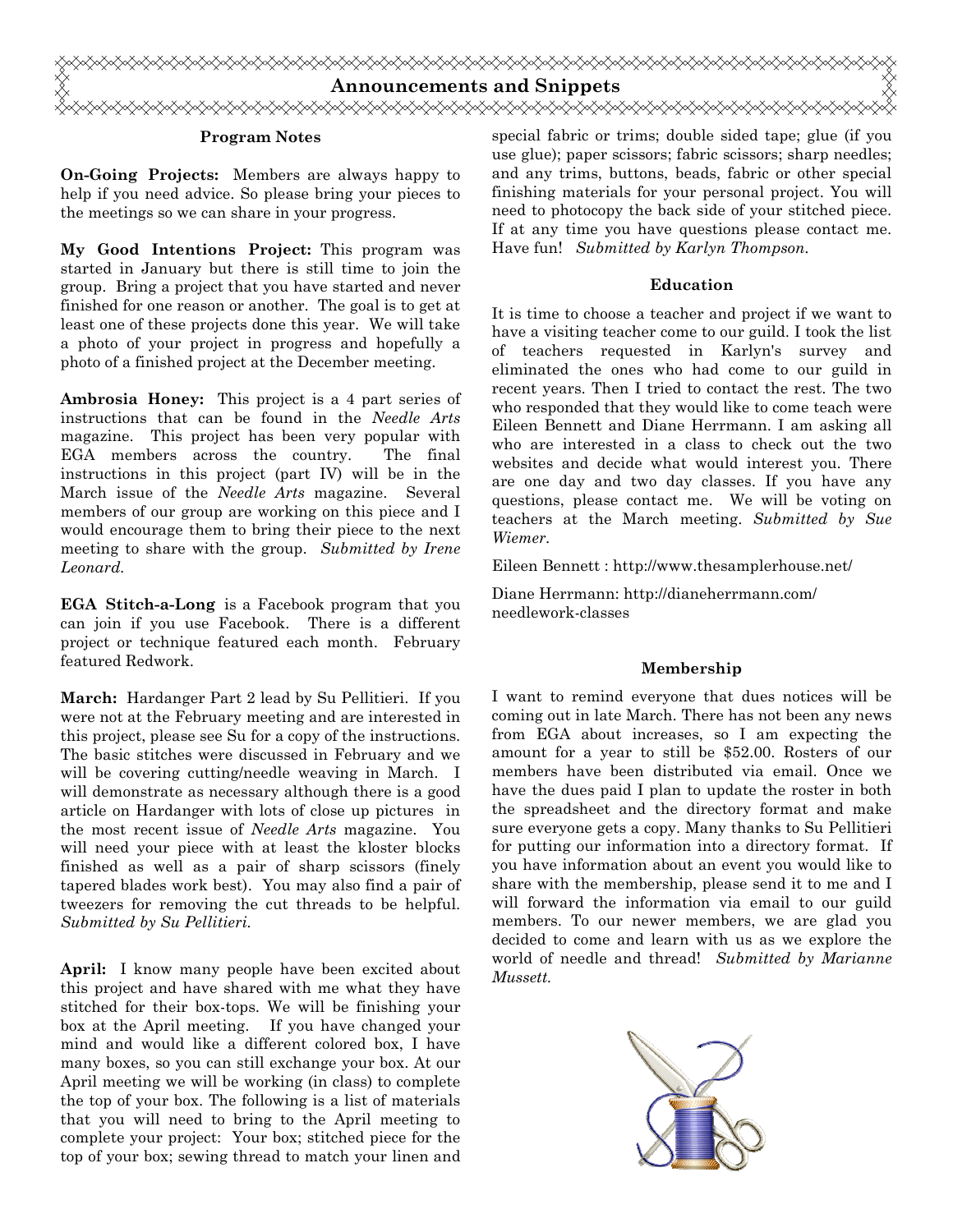# Announcements and Snippets

### Program Notes

**On-Going Projects:** Members are always happy to help if you need advice. So please bring your pieces to the meetings so we can share in your progress.

**My Good Intentions Project:** This program was started in January but there is still time to join the group. Bring a project that you have started and never finished for one reason or another. The goal is to get at least one of these projects done this year. We will take a photo of your project in progress and hopefully a photo of a finished project at the December meeting.

**Ambrosia Honey:** This project is a 4 part series of instructions that can be found in the *Needle Arts* magazine. This project has been very popular with EGA members across the country. The final instructions in this project (part IV) will be in the March issue of the *Needle Arts* magazine. Several members of our group are working on this piece and I would encourage them to bring their piece to the next meeting to share with the group. *Submitted by Irene Leonard.*

**EGA Stitch-a-Long** is a Facebook program that you can join if you use Facebook. There is a different project or technique featured each month. February featured Redwork.

**March:** Hardanger Part 2 lead by Su Pellitieri. If you were not at the February meeting and are interested in this project, please see Su for a copy of the instructions. The basic stitches were discussed in February and we will be covering cutting/needle weaving in March. I will demonstrate as necessary although there is a good article on Hardanger with lots of close up pictures in the most recent issue of *Needle Arts* magazine. You will need your piece with at least the kloster blocks finished as well as a pair of sharp scissors (finely tapered blades work best). You may also find a pair of tweezers for removing the cut threads to be helpful. *Submitted by Su Pellitieri.*

**April:** I know many people have been excited about this project and have shared with me what they have stitched for their box-tops. We will be finishing your box at the April meeting. If you have changed your mind and would like a different colored box, I have many boxes, so you can still exchange your box. At our April meeting we will be working (in class) to complete the top of your box. The following is a list of materials that you will need to bring to the April meeting to complete your project: Your box; stitched piece for the top of your box; sewing thread to match your linen and special fabric or trims; double sided tape; glue (if you use glue); paper scissors; fabric scissors; sharp needles; and any trims, buttons, beads, fabric or other special finishing materials for your personal project. You will need to photocopy the back side of your stitched piece. If at any time you have questions please contact me. Have fun! *Submitted by Karlyn Thompson.*

### Education

It is time to choose a teacher and project if we want to have a visiting teacher come to our guild. I took the list of teachers requested in Karlyn's survey and eliminated the ones who had come to our guild in recent years. Then I tried to contact the rest. The two who responded that they would like to come teach were Eileen Bennett and Diane Herrmann. I am asking all who are interested in a class to check out the two websites and decide what would interest you. There are one day and two day classes. If you have any questions, please contact me. We will be voting on teachers at the March meeting. *Submitted by Sue Wiemer.*

Eileen Bennett : http://www.thesamplerhouse.net/

Diane Herrmann: http://dianeherrmann.com/needlework-classes

### Membership

I want to remind everyone that dues notices will be coming out in late March. There has not been any news from EGA about increases, so I am expecting the amount for a year to still be $52.00. Rosters of our members have been distributed via email. Once we have the dues paid I plan to update the roster in both the spreadsheet and the directory format and make sure everyone gets a copy. Many thanks to Su Pellitieri for putting our information into a directory format. If you have information about an event you would like to share with the membership, please send it to me and I will forward the information via email to our guild members. To our newer members, we are glad you decided to come and learn with us as we explore the world of needle and thread! *Submitted by Marianne Mussett.*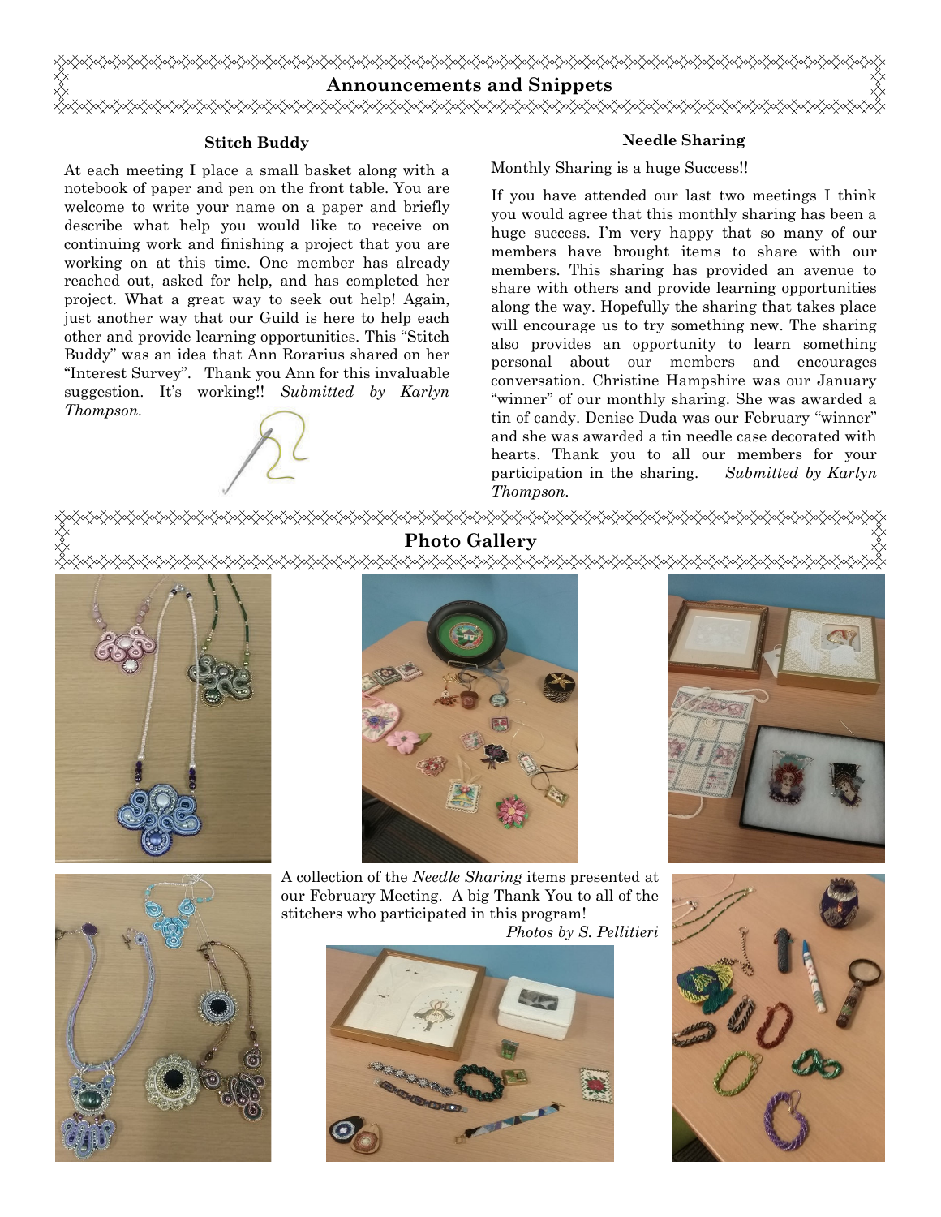## Announcements and Snippets

### Stitch Buddy

At each meeting I place a small basket along with a notebook of paper and pen on the front table. You are welcome to write your name on a paper and briefly describe what help you would like to receive on continuing work and finishing a project that you are working on at this time. One member has already reached out, asked for help, and has completed her project. What a great way to seek out help! Again, just another way that our Guild is here to help each other and provide learning opportunities. This "Stitch Buddy" was an idea that Ann Rorarius shared on her "Interest Survey". Thank you Ann for this invaluable suggestion. It's working!! *Submitted by Karlyn Thompson.*

### Needle Sharing

Monthly Sharing is a huge Success!!

If you have attended our last two meetings I think you would agree that this monthly sharing has been a huge success. I'm very happy that so many of our members have brought items to share with our members. This sharing has provided an avenue to share with others and provide learning opportunities along the way. Hopefully the sharing that takes place will encourage us to try something new. The sharing also provides an opportunity to learn something personal about our members and encourages conversation. Christine Hampshire was our January "winner" of our monthly sharing. She was awarded a tin of candy. Denise Duda was our February "winner" and she was awarded a tin needle case decorated with hearts. Thank you to all our members for your participation in the sharing. *Submitted by Karlyn Thompson.*

## Photo Gallery

A collection of the *Needle Sharing* items presented at our February Meeting. A big Thank You to all of the stitchers who participated in this program!

*Photos by S. Pellitieri*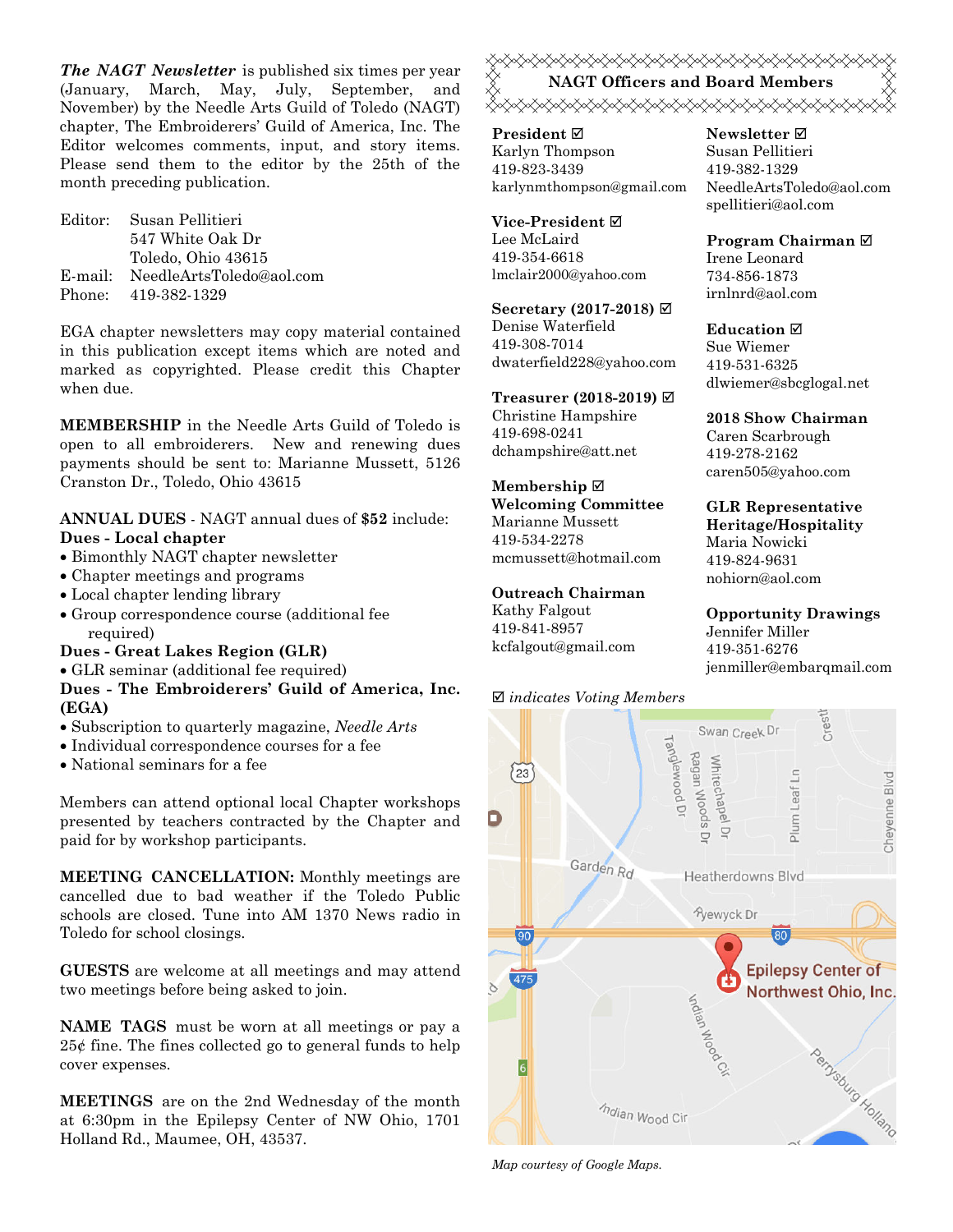***The NAGT Newsletter*** is published six times per year (January, March, May, July, September, and November) by the Needle Arts Guild of Toledo (NAGT) chapter, The Embroiderers' Guild of America, Inc. The Editor welcomes comments, input, and story items. Please send them to the editor by the 25th of the month preceding publication.

Editor: Susan Pellitieri
547 White Oak Dr
Toledo, Ohio 43615
E-mail: NeedleArtsToledo@aol.com
Phone: 419-382-1329

EGA chapter newsletters may copy material contained in this publication except items which are noted and marked as copyrighted. Please credit this Chapter when due.

**MEMBERSHIP** in the Needle Arts Guild of Toledo is open to all embroiderers. New and renewing dues payments should be sent to: Marianne Mussett, 5126 Cranston Dr., Toledo, Ohio 43615

**ANNUAL DUES** - NAGT annual dues of **$52** include:

**Dues - Local chapter**
- Bimonthly NAGT chapter newsletter
- Chapter meetings and programs
- Local chapter lending library
- Group correspondence course (additional fee required)

**Dues - Great Lakes Region (GLR)**
- GLR seminar (additional fee required)

**Dues - The Embroiderers' Guild of America, Inc. (EGA)**
- Subscription to quarterly magazine, *Needle Arts*
- Individual correspondence courses for a fee
- National seminars for a fee

Members can attend optional local Chapter workshops presented by teachers contracted by the Chapter and paid for by workshop participants.

**MEETING CANCELLATION:** Monthly meetings are cancelled due to bad weather if the Toledo Public schools are closed. Tune into AM 1370 News radio in Toledo for school closings.

**GUESTS** are welcome at all meetings and may attend two meetings before being asked to join.

**NAME TAGS** must be worn at all meetings or pay a 25¢ fine. The fines collected go to general funds to help cover expenses.

**MEETINGS** are on the 2nd Wednesday of the month at 6:30pm in the Epilepsy Center of NW Ohio, 1701 Holland Rd., Maumee, OH, 43537.

## NAGT Officers and Board Members

**President** ☑
Karlyn Thompson
419-823-3439
karlynmthompson@gmail.com

**Vice-President** ☑
Lee McLaird
419-354-6618
lmclair2000@yahoo.com

**Secretary (2017-2018)** ☑
Denise Waterfield
419-308-7014
dwaterfield228@yahoo.com

**Treasurer (2018-2019)** ☑
Christine Hampshire
419-698-0241
dchampshire@att.net

**Membership** ☑
**Welcoming Committee**
Marianne Mussett
419-534-2278
mcmussett@hotmail.com

**Outreach Chairman**
Kathy Falgout
419-841-8957
kcfalgout@gmail.com

**Newsletter** ☑
Susan Pellitieri
419-382-1329
NeedleArtsToledo@aol.com
spellitieri@aol.com

**Program Chairman** ☑
Irene Leonard
734-856-1873
irnlnrd@aol.com

**Education** ☑
Sue Wiemer
419-531-6325
dlwiemer@sbcglogal.net

**2018 Show Chairman**
Caren Scarbrough
419-278-2162
caren505@yahoo.com

**GLR Representative**
**Heritage/Hospitality**
Maria Nowicki
419-824-9631
nohiorn@aol.com

**Opportunity Drawings**
Jennifer Miller
419-351-6276
jenmiller@embarqmail.com

☑ *indicates Voting Members*

*Map courtesy of Google Maps.*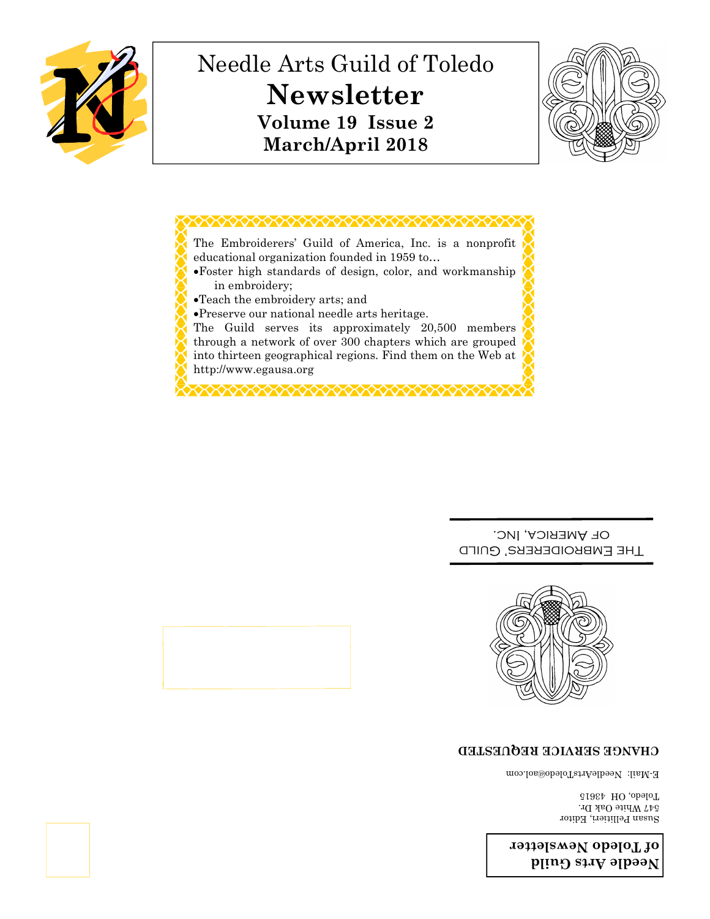# Needle Arts Guild of Toledo

## Newsletter

### Volume 19 Issue 2

### March/April 2018

The Embroiderers' Guild of America, Inc. is a nonprofit educational organization founded in 1959 to…

- Foster high standards of design, color, and workmanship in embroidery;
- Teach the embroidery arts; and
- Preserve our national needle arts heritage.

The Guild serves its approximately 20,500 members through a network of over 300 chapters which are grouped into thirteen geographical regions. Find them on the Web at http://www.egausa.org

THE EMBROIDERERS' GUILD OF AMERICA, INC.

**CHANGE SERVICE REQUESTED**

E-Mail: NeedleArtsToledo@aol.com

Susan Pellitieri, Editor
547 White Oak Dr.
Toledo, OH 43615

**Needle Arts Guild of Toledo Newsletter**